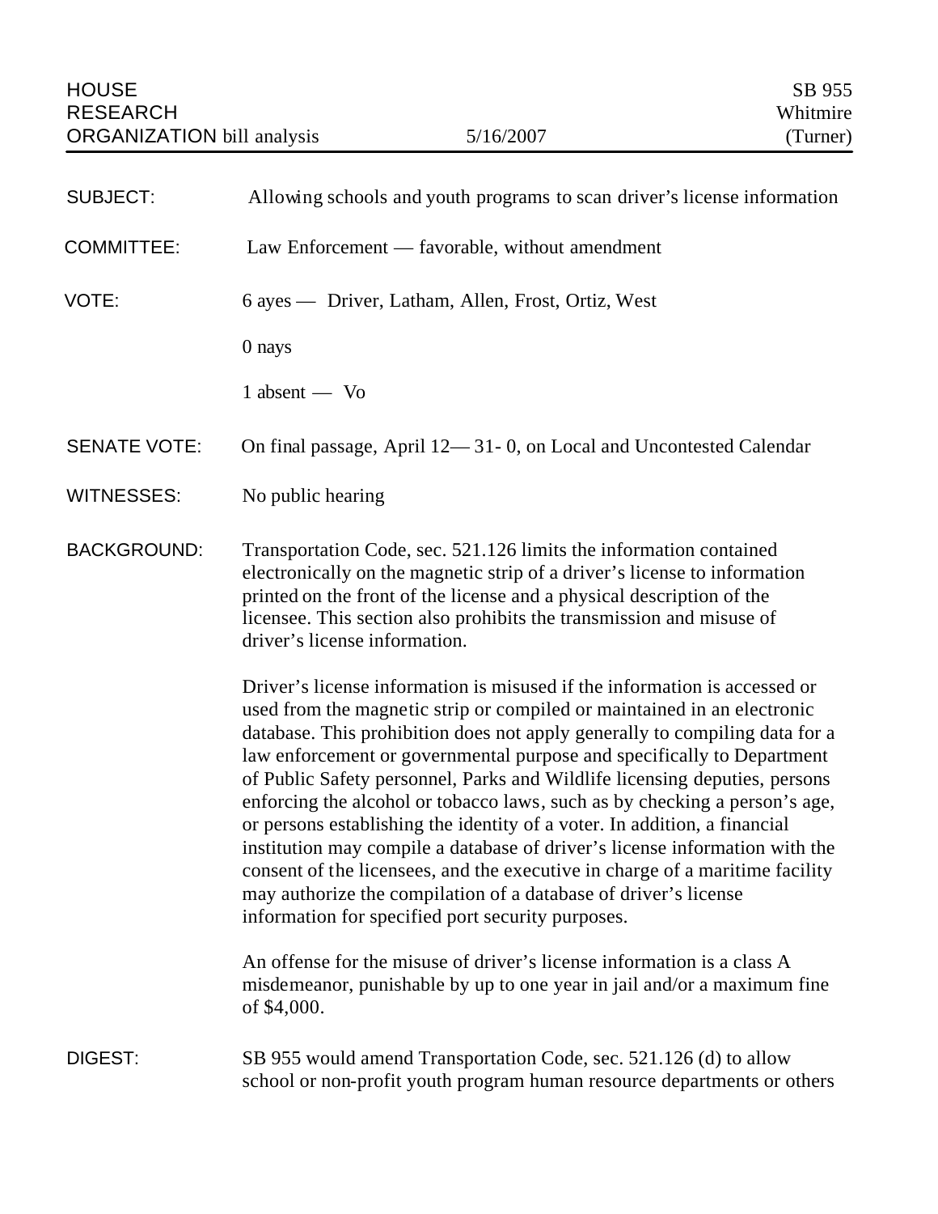HOUSE RESEARCH ORGANIZATION bill analysis | 5/16/2007 | SB 955 Whitmire (Turner)

| | |
|---|---|
| SUBJECT: | Allowing schools and youth programs to scan driver's license information |
| COMMITTEE: | Law Enforcement — favorable, without amendment |
| VOTE: | 6 ayes — Driver, Latham, Allen, Frost, Ortiz, West |
| | 0 nays |
| | 1 absent — Vo |
| SENATE VOTE: | On final passage, April 12— 31- 0, on Local and Uncontested Calendar |
| WITNESSES: | No public hearing |

**BACKGROUND:**

Transportation Code, sec. 521.126 limits the information contained electronically on the magnetic strip of a driver's license to information printed on the front of the license and a physical description of the licensee. This section also prohibits the transmission and misuse of driver's license information.

Driver's license information is misused if the information is accessed or used from the magnetic strip or compiled or maintained in an electronic database. This prohibition does not apply generally to compiling data for a law enforcement or governmental purpose and specifically to Department of Public Safety personnel, Parks and Wildlife licensing deputies, persons enforcing the alcohol or tobacco laws, such as by checking a person's age, or persons establishing the identity of a voter. In addition, a financial institution may compile a database of driver's license information with the consent of the licensees, and the executive in charge of a maritime facility may authorize the compilation of a database of driver's license information for specified port security purposes.

An offense for the misuse of driver's license information is a class A misdemeanor, punishable by up to one year in jail and/or a maximum fine of $4,000.

**DIGEST:**

SB 955 would amend Transportation Code, sec. 521.126 (d) to allow school or non-profit youth program human resource departments or others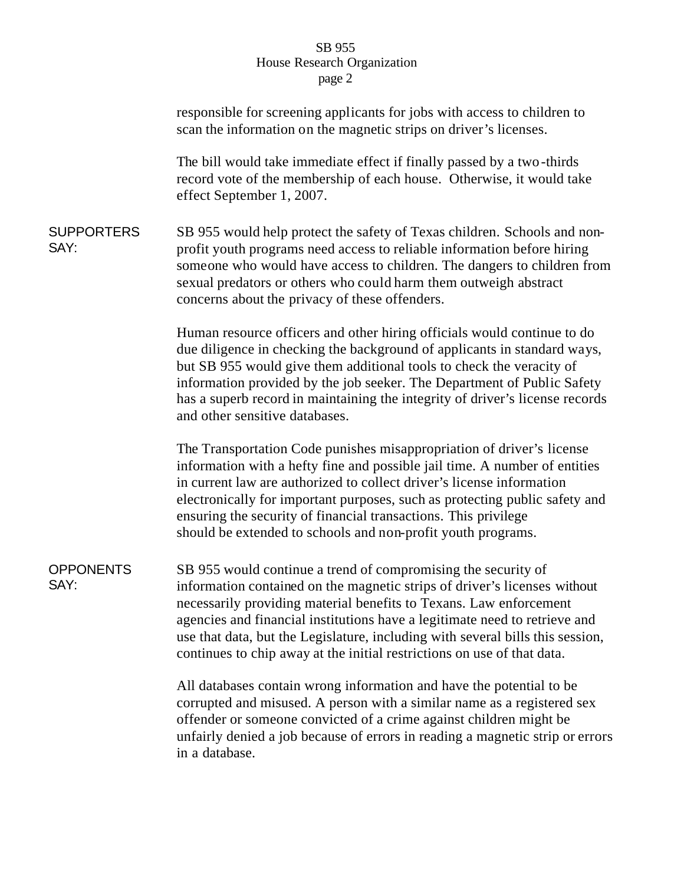responsible for screening applicants for jobs with access to children to scan the information on the magnetic strips on driver's licenses.

The bill would take immediate effect if finally passed by a two-thirds record vote of the membership of each house. Otherwise, it would take effect September 1, 2007.

**SUPPORTERS SAY:**

SB 955 would help protect the safety of Texas children. Schools and non-profit youth programs need access to reliable information before hiring someone who would have access to children. The dangers to children from sexual predators or others who could harm them outweigh abstract concerns about the privacy of these offenders.

Human resource officers and other hiring officials would continue to do due diligence in checking the background of applicants in standard ways, but SB 955 would give them additional tools to check the veracity of information provided by the job seeker. The Department of Public Safety has a superb record in maintaining the integrity of driver's license records and other sensitive databases.

The Transportation Code punishes misappropriation of driver's license information with a hefty fine and possible jail time. A number of entities in current law are authorized to collect driver's license information electronically for important purposes, such as protecting public safety and ensuring the security of financial transactions. This privilege should be extended to schools and non-profit youth programs.

**OPPONENTS SAY:**

SB 955 would continue a trend of compromising the security of information contained on the magnetic strips of driver's licenses without necessarily providing material benefits to Texans. Law enforcement agencies and financial institutions have a legitimate need to retrieve and use that data, but the Legislature, including with several bills this session, continues to chip away at the initial restrictions on use of that data.

All databases contain wrong information and have the potential to be corrupted and misused. A person with a similar name as a registered sex offender or someone convicted of a crime against children might be unfairly denied a job because of errors in reading a magnetic strip or errors in a database.